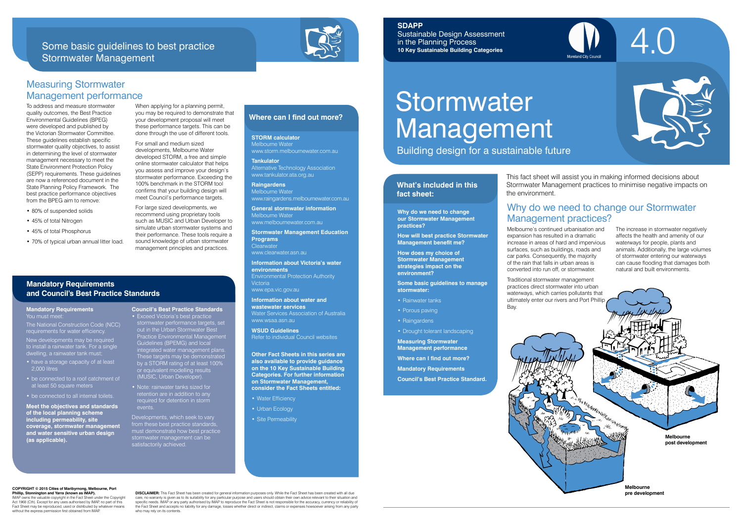SDAPP
Sustainable Design Assessment in the Planning Process
10 Key Sustainable Building Categories

Moreland City Council

4.0

# Stormwater Management

Building design for a sustainable future

### What's included in this fact sheet:

**Why do we need to change our Stormwater Management practices?**

**How will best practice Stormwater Management benefit me?**

**How does my choice of Stormwater Management strategies impact on the environment?**

**Some basic guidelines to manage stormwater:**

- Rainwater tanks
- Porous paving
- Raingardens
- Drought tolerant landscaping

**Measuring Stormwater Management performance**

**Where can I find out more?**

**Mandatory Requirements**

**Council's Best Practice Standard.**

This fact sheet will assist you in making informed decisions about Stormwater Management practices to minimise negative impacts on the environment.

## Why do we need to change our Stormwater Management practices?

Melbourne's continued urbanisation and expansion has resulted in a dramatic increase in areas of hard and impervious surfaces, such as buildings, roads and car parks. Consequently, the majority of the rain that falls in urban areas is converted into run off, or stormwater.

Traditional stormwater management practices direct stormwater into urban waterways, which carries pollutants that ultimately enter our rivers and Port Phillip Bay.

The increase in stormwater negatively affects the health and amenity of our waterways for people, plants and animals. Additionally, the large volumes of stormwater entering our waterways can cause flooding that damages both natural and built environments.

Melbourne post development

Melbourne pre development

## Some basic guidelines to best practice Stormwater Management

### Measuring Stormwater Management performance

To address and measure stormwater quality outcomes, the Best Practice Environmental Guidelines (BPEG) were developed and published by the Victorian Stormwater Committee. These guidelines establish specific stormwater quality objectives, to assist in determining the level of stormwater management necessary to meet the State Environment Protection Policy (SEPP) requirements. These guidelines are now a referenced document in the State Planning Policy Framework. The best practice performance objectives from the BPEG aim to remove:

- 80% of suspended solids
- 45% of total Nitrogen
- 45% of total Phosphorus
- 70% of typical urban annual litter load.

When applying for a planning permit, you may be required to demonstrate that your development proposal will meet these performance targets. This can be done through the use of different tools.

For small and medium sized developments, Melbourne Water developed STORM, a free and simple online stormwater calculator that helps you assess and improve your design's stormwater performance. Exceeding the 100% benchmark in the STORM tool confirms that your building design will meet Council's performance targets.

For large sized developments, we recommend using proprietary tools such as MUSIC and Urban Developer to simulate urban stormwater systems and their performance. These tools require a sound knowledge of urban stormwater management principles and practices.

### Where can I find out more?

**STORM calculator**
Melbourne Water
www.storm.melbournewater.com.au

**Tankulator**
Alternative Technology Association
www.tankulator.ata.org.au

**Raingardens**
Melbourne Water
www.raingardens.melbournewater.com.au

**General stormwater information**
Melbourne Water
www.melbournewater.com.au

**Stormwater Management Education Programs**
Clearwater
www.clearwater.asn.au

**Information about Victoria's water environments**
Environmental Protection Authority Victoria
www.epa.vic.gov.au

**Information about water and wastewater services**
Water Services Association of Australia
www.wsaa.asn.au

**WSUD Guidelines**
Refer to individual Council websites

**Other Fact Sheets in this series are also available to provide guidance on the 10 Key Sustainable Building Categories. For further information on Stormwater Management, consider the Fact Sheets entitled:**

- Water Efficiency
- Urban Ecology
- Site Permeability

### Mandatory Requirements and Council's Best Practice Standards

**Mandatory Requirements**
You must meet:

The National Construction Code (NCC) requirements for water efficiency.

New developments may be required to install a rainwater tank. For a single dwelling, a rainwater tank must;

- have a storage capacity of at least 2,000 litres
- be connected to a roof catchment of at least 50 square meters
- be connected to all internal toilets.

**Meet the objectives and standards of the local planning scheme including permeability, site coverage, stormwater management and water sensitive urban design (as applicable).**

**Council's Best Practice Standards**

- Exceed Victoria's best practice stormwater performance targets, set out in the Urban Stormwater Best Practice Environmental Management Guidelines (BPEMG) and local integrated water management plans. These targets may be demonstrated by a STORM rating of at least 100% or equivalent modelling results (MUSIC, Urban Developer).
- Note: rainwater tanks sized for retention are in addition to any required for detention in storm events.

Developments, which seek to vary from these best practice standards, must demonstrate how best practice stormwater management can be satisfactorily achieved.

**COPYRIGHT © 2015 Cities of Maribyrnong, Melbourne, Port Phillip, Stonnington and Yarra (known as IMAP).**
IMAP owns the valuable copyright in the Fact Sheet under the Copyright Act 1968 (Cth). Except for any uses authorised by IMAP, no part of this Fact Sheet may be reproduced, used or distributed by whatever means without the express permission first obtained from IMAP.

**DISCLAIMER:** This Fact Sheet has been created for general information purposes only. While the Fact Sheet has been created with all due care, no warranty is given as to its suitability for any particular purpose and users should obtain their own advice relevant to their situation and specific needs. IMAP or any party authorised by IMAP to reproduce the Fact Sheet is not responsible for the accuracy, currency or reliability of the Fact Sheet and accepts no liability for any damage, losses whether direct or indirect, claims or expenses howsoever arising from any party who may rely on its contents.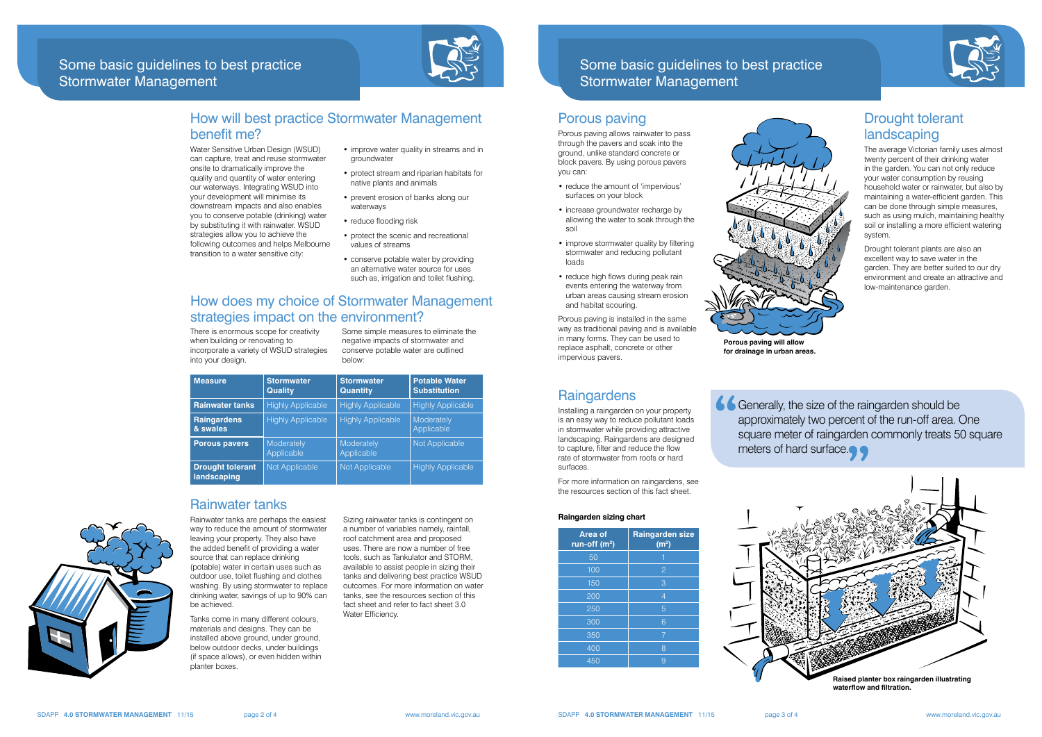# Some basic guidelines to best practice Stormwater Management

## How will best practice Stormwater Management benefit me?

Water Sensitive Urban Design (WSUD) can capture, treat and reuse stormwater onsite to dramatically improve the quality and quantity of water entering our waterways. Integrating WSUD into your development will minimise its downstream impacts and also enables you to conserve potable (drinking) water by substituting it with rainwater. WSUD strategies allow you to achieve the following outcomes and helps Melbourne transition to a water sensitive city:

- improve water quality in streams and in groundwater
- protect stream and riparian habitats for native plants and animals
- prevent erosion of banks along our waterways
- reduce flooding risk
- protect the scenic and recreational values of streams
- conserve potable water by providing an alternative water source for uses such as, irrigation and toilet flushing.

## How does my choice of Stormwater Management strategies impact on the environment?

There is enormous scope for creativity when building or renovating to incorporate a variety of WSUD strategies into your design.

Some simple measures to eliminate the negative impacts of stormwater and conserve potable water are outlined below:

| Measure | Stormwater Quality | Stormwater Quantity | Potable Water Substitution |
|---|---|---|---|
| Rainwater tanks | Highly Applicable | Highly Applicable | Highly Applicable |
| Raingardens & swales | Highly Applicable | Highly Applicable | Moderately Applicable |
| Porous pavers | Moderately Applicable | Moderately Applicable | Not Applicable |
| Drought tolerant landscaping | Not Applicable | Not Applicable | Highly Applicable |

## Rainwater tanks

Rainwater tanks are perhaps the easiest way to reduce the amount of stormwater leaving your property. They also have the added benefit of providing a water source that can replace drinking (potable) water in certain uses such as outdoor use, toilet flushing and clothes washing. By using stormwater to replace drinking water, savings of up to 90% can be achieved.

Tanks come in many different colours, materials and designs. They can be installed above ground, under ground, below outdoor decks, under buildings (if space allows), or even hidden within planter boxes.

Sizing rainwater tanks is contingent on a number of variables namely, rainfall, roof catchment area and proposed uses. There are now a number of free tools, such as Tankulator and STORM, available to assist people in sizing their tanks and delivering best practice WSUD outcomes. For more information on water tanks, see the resources section of this fact sheet and refer to fact sheet 3.0 Water Efficiency.

# Some basic guidelines to best practice Stormwater Management

## Porous paving

Porous paving allows rainwater to pass through the pavers and soak into the ground, unlike standard concrete or block pavers. By using porous pavers you can:

- reduce the amount of 'impervious' surfaces on your block
- increase groundwater recharge by allowing the water to soak through the soil
- improve stormwater quality by filtering stormwater and reducing pollutant loads
- reduce high flows during peak rain events entering the waterway from urban areas causing stream erosion and habitat scouring.

Porous paving is installed in the same way as traditional paving and is available in many forms. They can be used to replace asphalt, concrete or other impervious pavers.

**Porous paving will allow for drainage in urban areas.**

## Drought tolerant landscaping

The average Victorian family uses almost twenty percent of their drinking water in the garden. You can not only reduce your water consumption by reusing household water or rainwater, but also by maintaining a water-efficient garden. This can be done through simple measures, such as using mulch, maintaining healthy soil or installing a more efficient watering system.

Drought tolerant plants are also an excellent way to save water in the garden. They are better suited to our dry environment and create an attractive and low-maintenance garden.

## Raingardens

Installing a raingarden on your property is an easy way to reduce pollutant loads in stormwater while providing attractive landscaping. Raingardens are designed to capture, filter and reduce the flow rate of stormwater from roofs or hard surfaces.

For more information on raingardens, see the resources section of this fact sheet.

> "Generally, the size of the raingarden should be approximately two percent of the run-off area. One square meter of raingarden commonly treats 50 square meters of hard surface."

**Raingarden sizing chart**

| Area of run-off ($m^2$) | Raingarden size ($m^2$) |
|---|---|
| 50 | 1 |
| 100 | 2 |
| 150 | 3 |
| 200 | 4 |
| 250 | 5 |
| 300 | 6 |
| 350 | 7 |
| 400 | 8 |
| 450 | 9 |

**Raised planter box raingarden illustrating waterflow and filtration.**